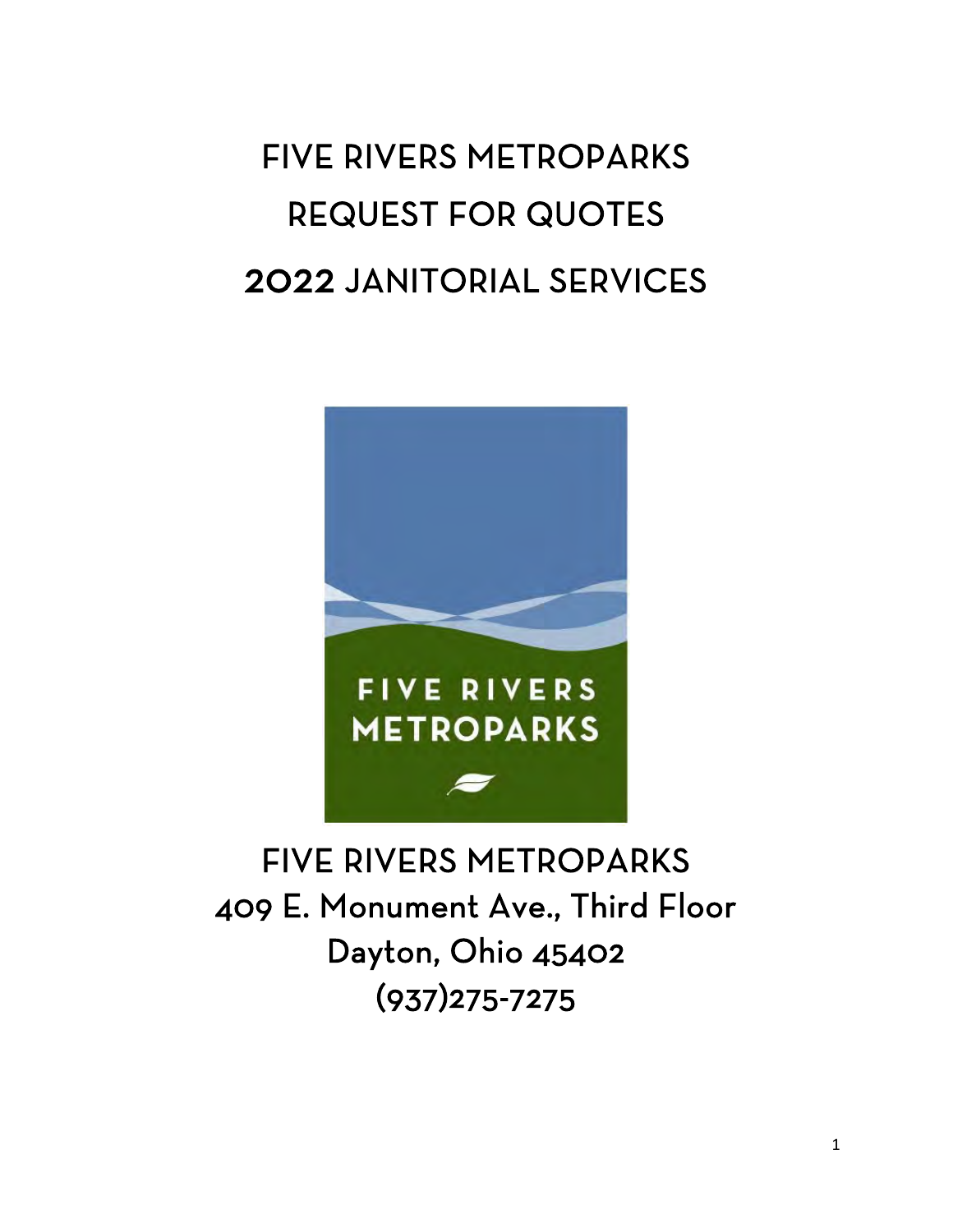# FIVE RIVERS METROPARKS

# REQUEST FOR QUOTES

# 2022 JANITORIAL SERVICES

FIVE RIVERS METROPARKS
409 E. Monument Ave., Third Floor
Dayton, Ohio 45402
(937)275-7275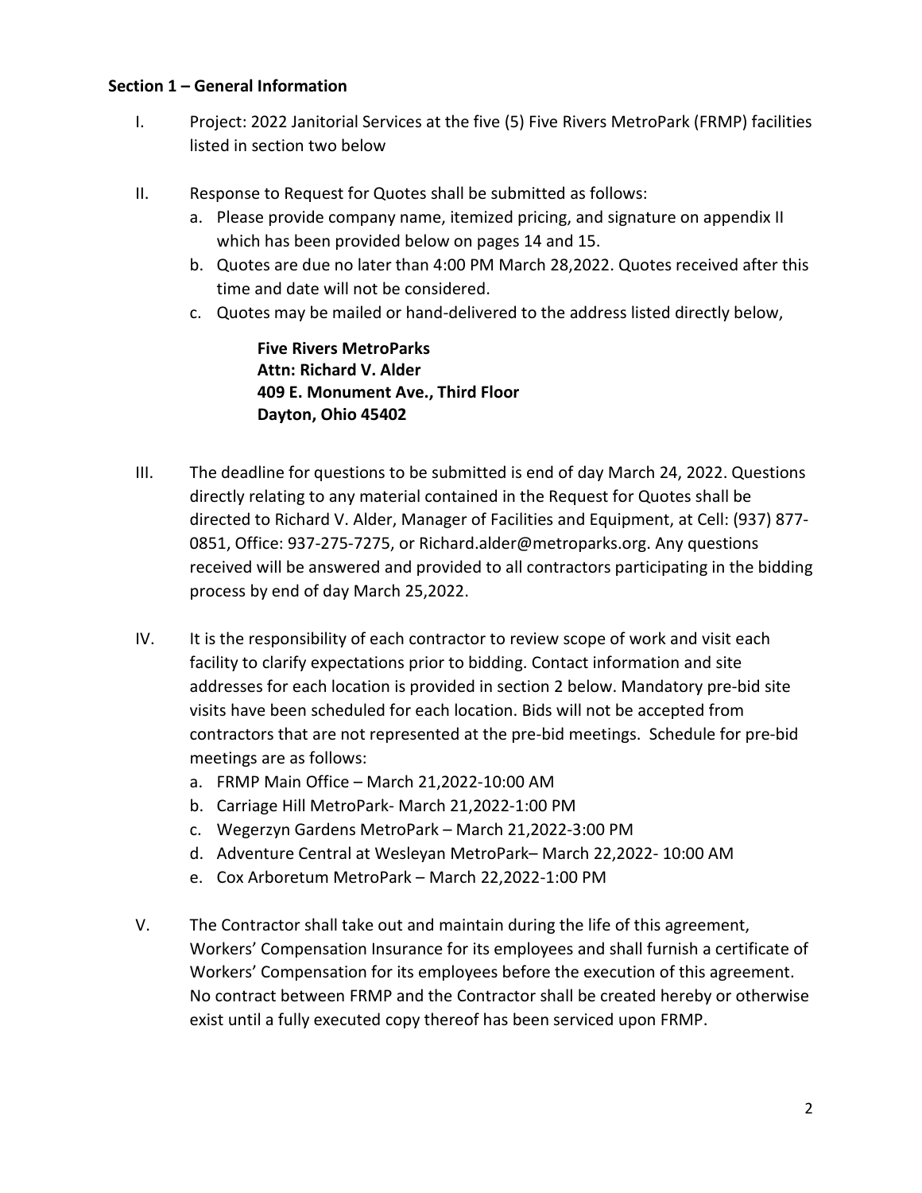**Section 1 – General Information**

I. Project: 2022 Janitorial Services at the five (5) Five Rivers MetroPark (FRMP) facilities listed in section two below

II. Response to Request for Quotes shall be submitted as follows:
   a. Please provide company name, itemized pricing, and signature on appendix II which has been provided below on pages 14 and 15.
   b. Quotes are due no later than 4:00 PM March 28,2022. Quotes received after this time and date will not be considered.
   c. Quotes may be mailed or hand-delivered to the address listed directly below,

      **Five Rivers MetroParks**
      **Attn: Richard V. Alder**
      **409 E. Monument Ave., Third Floor**
      **Dayton, Ohio 45402**

III. The deadline for questions to be submitted is end of day March 24, 2022. Questions directly relating to any material contained in the Request for Quotes shall be directed to Richard V. Alder, Manager of Facilities and Equipment, at Cell: (937) 877-0851, Office: 937-275-7275, or Richard.alder@metroparks.org. Any questions received will be answered and provided to all contractors participating in the bidding process by end of day March 25,2022.

IV. It is the responsibility of each contractor to review scope of work and visit each facility to clarify expectations prior to bidding. Contact information and site addresses for each location is provided in section 2 below. Mandatory pre-bid site visits have been scheduled for each location. Bids will not be accepted from contractors that are not represented at the pre-bid meetings. Schedule for pre-bid meetings are as follows:
   a. FRMP Main Office – March 21,2022-10:00 AM
   b. Carriage Hill MetroPark- March 21,2022-1:00 PM
   c. Wegerzyn Gardens MetroPark – March 21,2022-3:00 PM
   d. Adventure Central at Wesleyan MetroPark– March 22,2022- 10:00 AM
   e. Cox Arboretum MetroPark – March 22,2022-1:00 PM

V. The Contractor shall take out and maintain during the life of this agreement, Workers' Compensation Insurance for its employees and shall furnish a certificate of Workers' Compensation for its employees before the execution of this agreement. No contract between FRMP and the Contractor shall be created hereby or otherwise exist until a fully executed copy thereof has been serviced upon FRMP.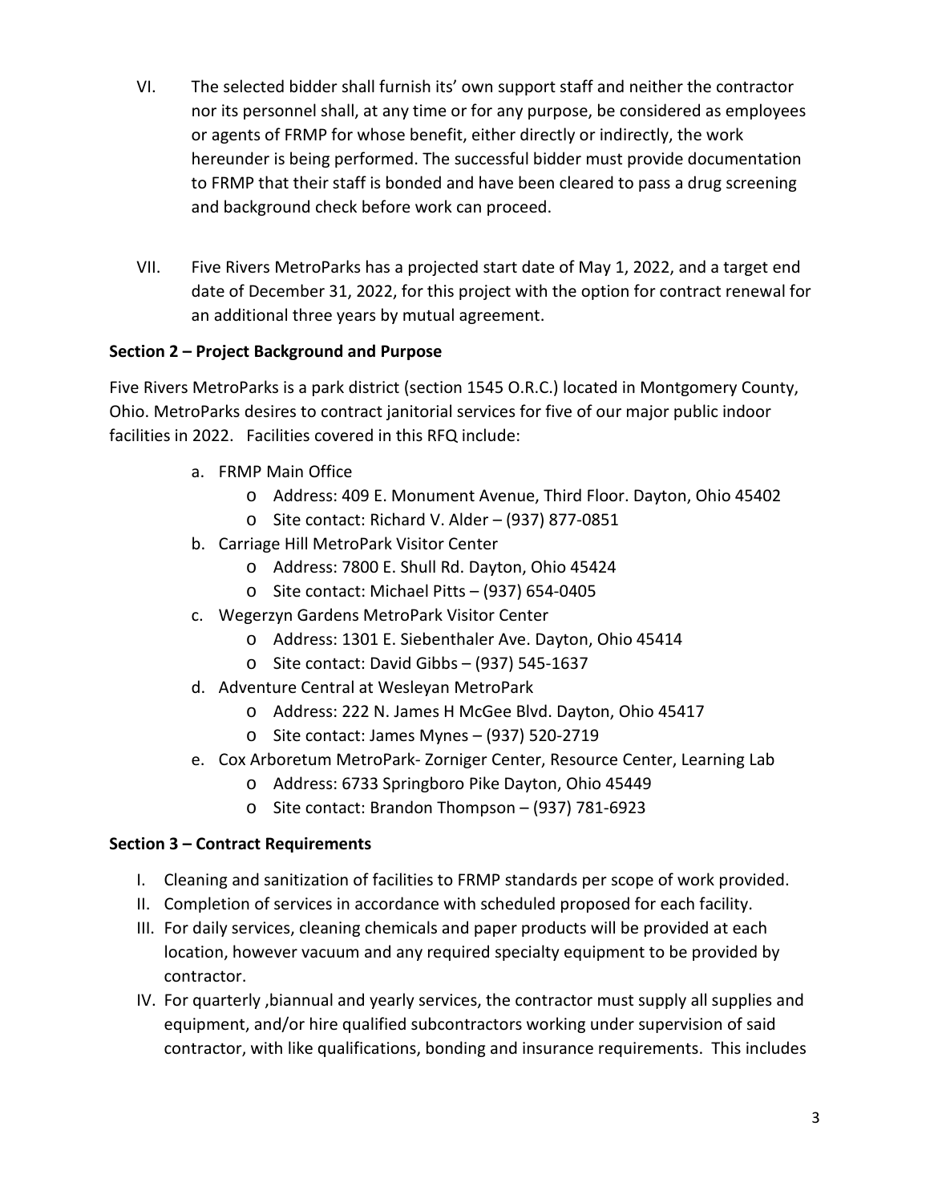VI. The selected bidder shall furnish its' own support staff and neither the contractor nor its personnel shall, at any time or for any purpose, be considered as employees or agents of FRMP for whose benefit, either directly or indirectly, the work hereunder is being performed. The successful bidder must provide documentation to FRMP that their staff is bonded and have been cleared to pass a drug screening and background check before work can proceed.

VII. Five Rivers MetroParks has a projected start date of May 1, 2022, and a target end date of December 31, 2022, for this project with the option for contract renewal for an additional three years by mutual agreement.

**Section 2 – Project Background and Purpose**

Five Rivers MetroParks is a park district (section 1545 O.R.C.) located in Montgomery County, Ohio. MetroParks desires to contract janitorial services for five of our major public indoor facilities in 2022. Facilities covered in this RFQ include:

a. FRMP Main Office
   - Address: 409 E. Monument Avenue, Third Floor. Dayton, Ohio 45402
   - Site contact: Richard V. Alder – (937) 877-0851
b. Carriage Hill MetroPark Visitor Center
   - Address: 7800 E. Shull Rd. Dayton, Ohio 45424
   - Site contact: Michael Pitts – (937) 654-0405
c. Wegerzyn Gardens MetroPark Visitor Center
   - Address: 1301 E. Siebenthaler Ave. Dayton, Ohio 45414
   - Site contact: David Gibbs – (937) 545-1637
d. Adventure Central at Wesleyan MetroPark
   - Address: 222 N. James H McGee Blvd. Dayton, Ohio 45417
   - Site contact: James Mynes – (937) 520-2719
e. Cox Arboretum MetroPark- Zorniger Center, Resource Center, Learning Lab
   - Address: 6733 Springboro Pike Dayton, Ohio 45449
   - Site contact: Brandon Thompson – (937) 781-6923

**Section 3 – Contract Requirements**

I. Cleaning and sanitization of facilities to FRMP standards per scope of work provided.
II. Completion of services in accordance with scheduled proposed for each facility.
III. For daily services, cleaning chemicals and paper products will be provided at each location, however vacuum and any required specialty equipment to be provided by contractor.
IV. For quarterly ,biannual and yearly services, the contractor must supply all supplies and equipment, and/or hire qualified subcontractors working under supervision of said contractor, with like qualifications, bonding and insurance requirements. This includes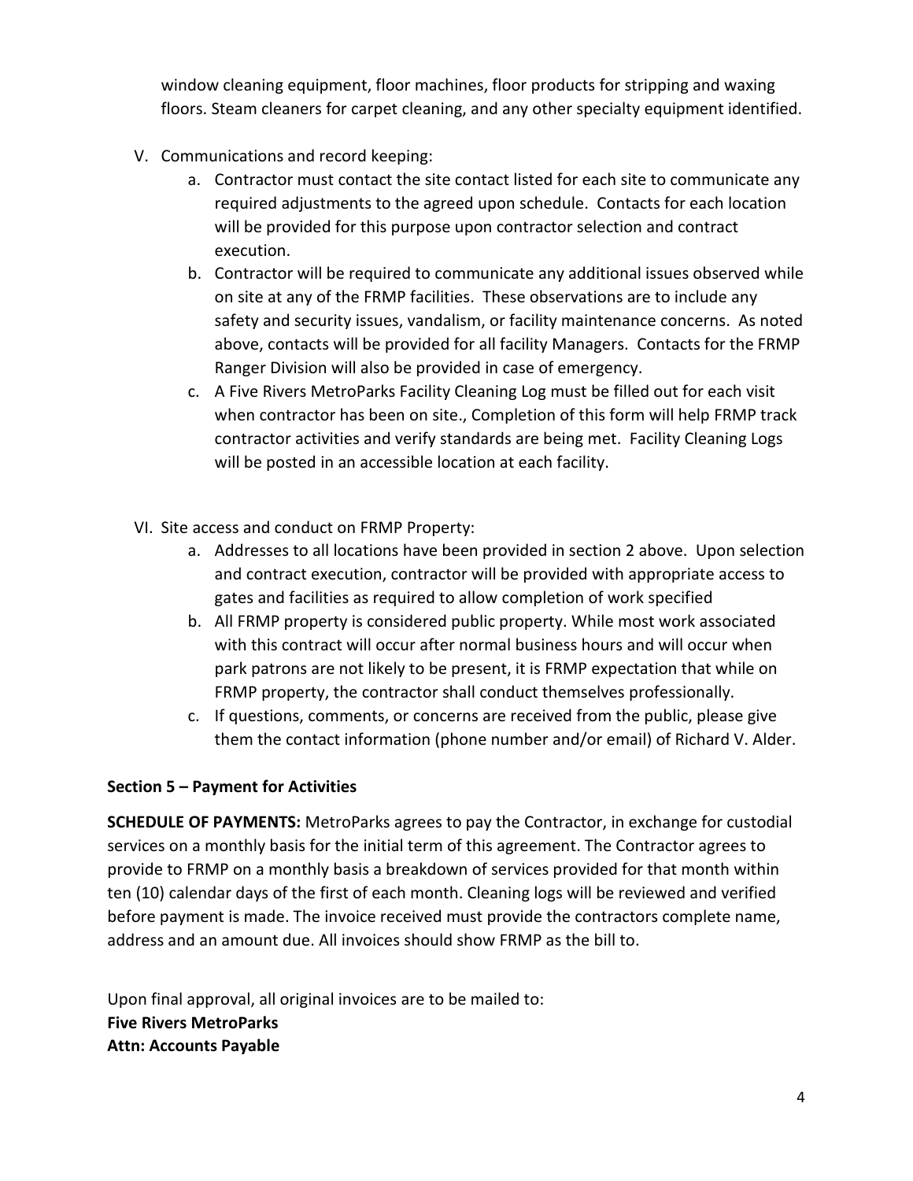window cleaning equipment, floor machines, floor products for stripping and waxing floors. Steam cleaners for carpet cleaning, and any other specialty equipment identified.

V. Communications and record keeping:
   a. Contractor must contact the site contact listed for each site to communicate any required adjustments to the agreed upon schedule. Contacts for each location will be provided for this purpose upon contractor selection and contract execution.
   b. Contractor will be required to communicate any additional issues observed while on site at any of the FRMP facilities. These observations are to include any safety and security issues, vandalism, or facility maintenance concerns. As noted above, contacts will be provided for all facility Managers. Contacts for the FRMP Ranger Division will also be provided in case of emergency.
   c. A Five Rivers MetroParks Facility Cleaning Log must be filled out for each visit when contractor has been on site., Completion of this form will help FRMP track contractor activities and verify standards are being met. Facility Cleaning Logs will be posted in an accessible location at each facility.

VI. Site access and conduct on FRMP Property:
   a. Addresses to all locations have been provided in section 2 above. Upon selection and contract execution, contractor will be provided with appropriate access to gates and facilities as required to allow completion of work specified
   b. All FRMP property is considered public property. While most work associated with this contract will occur after normal business hours and will occur when park patrons are not likely to be present, it is FRMP expectation that while on FRMP property, the contractor shall conduct themselves professionally.
   c. If questions, comments, or concerns are received from the public, please give them the contact information (phone number and/or email) of Richard V. Alder.

**Section 5 – Payment for Activities**

**SCHEDULE OF PAYMENTS:** MetroParks agrees to pay the Contractor, in exchange for custodial services on a monthly basis for the initial term of this agreement. The Contractor agrees to provide to FRMP on a monthly basis a breakdown of services provided for that month within ten (10) calendar days of the first of each month. Cleaning logs will be reviewed and verified before payment is made. The invoice received must provide the contractors complete name, address and an amount due. All invoices should show FRMP as the bill to.

Upon final approval, all original invoices are to be mailed to:
**Five Rivers MetroParks**
**Attn: Accounts Payable**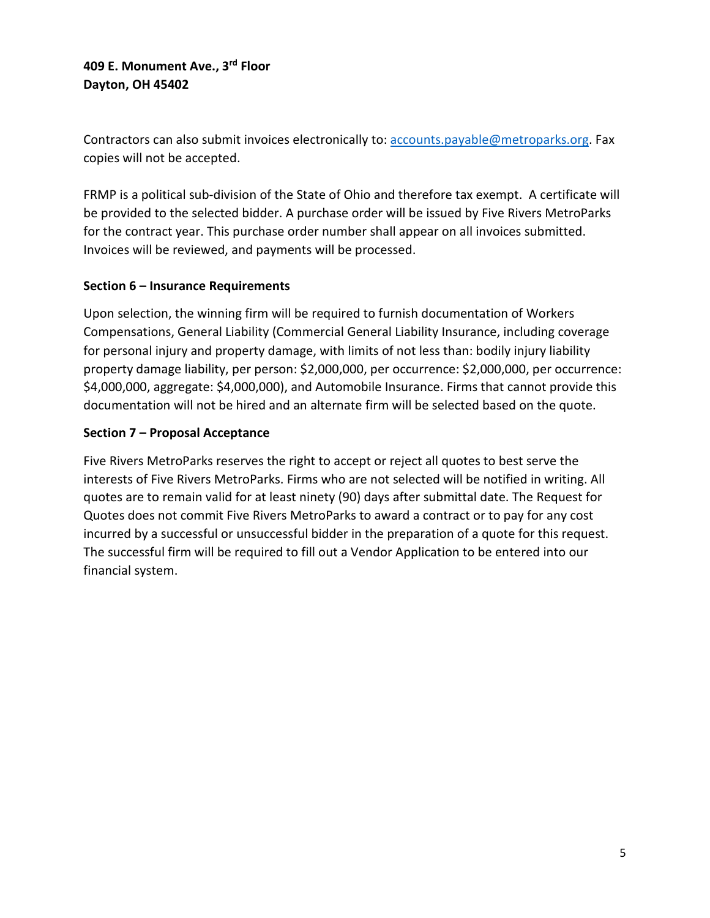**409 E. Monument Ave., 3rd Floor**
**Dayton, OH 45402**

Contractors can also submit invoices electronically to: accounts.payable@metroparks.org. Fax copies will not be accepted.

FRMP is a political sub-division of the State of Ohio and therefore tax exempt. A certificate will be provided to the selected bidder. A purchase order will be issued by Five Rivers MetroParks for the contract year. This purchase order number shall appear on all invoices submitted. Invoices will be reviewed, and payments will be processed.

**Section 6 – Insurance Requirements**

Upon selection, the winning firm will be required to furnish documentation of Workers Compensations, General Liability (Commercial General Liability Insurance, including coverage for personal injury and property damage, with limits of not less than: bodily injury liability property damage liability, per person: $2,000,000, per occurrence: $2,000,000, per occurrence: $4,000,000, aggregate: $4,000,000), and Automobile Insurance. Firms that cannot provide this documentation will not be hired and an alternate firm will be selected based on the quote.

**Section 7 – Proposal Acceptance**

Five Rivers MetroParks reserves the right to accept or reject all quotes to best serve the interests of Five Rivers MetroParks. Firms who are not selected will be notified in writing. All quotes are to remain valid for at least ninety (90) days after submittal date. The Request for Quotes does not commit Five Rivers MetroParks to award a contract or to pay for any cost incurred by a successful or unsuccessful bidder in the preparation of a quote for this request. The successful firm will be required to fill out a Vendor Application to be entered into our financial system.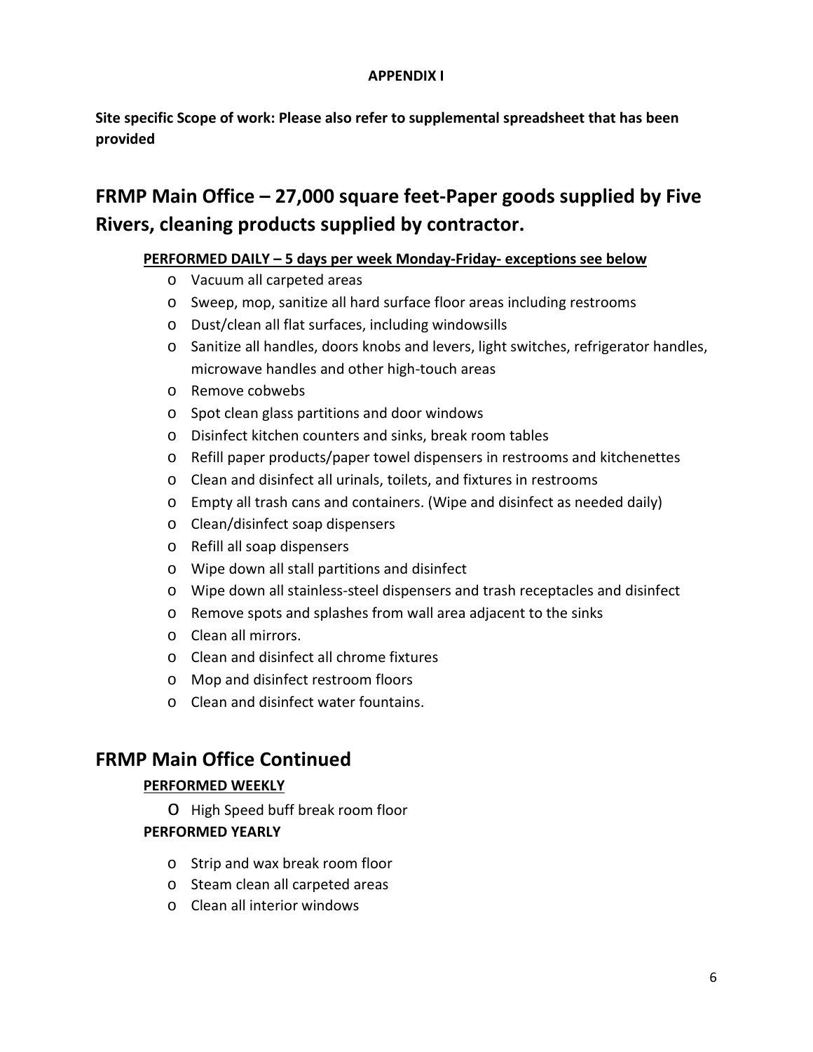**APPENDIX I**

**Site specific Scope of work: Please also refer to supplemental spreadsheet that has been provided**

# FRMP Main Office – 27,000 square feet-Paper goods supplied by Five Rivers, cleaning products supplied by contractor.

**<u>PERFORMED DAILY – 5 days per week Monday-Friday- exceptions see below</u>**

- Vacuum all carpeted areas
- Sweep, mop, sanitize all hard surface floor areas including restrooms
- Dust/clean all flat surfaces, including windowsills
- Sanitize all handles, doors knobs and levers, light switches, refrigerator handles, microwave handles and other high-touch areas
- Remove cobwebs
- Spot clean glass partitions and door windows
- Disinfect kitchen counters and sinks, break room tables
- Refill paper products/paper towel dispensers in restrooms and kitchenettes
- Clean and disinfect all urinals, toilets, and fixtures in restrooms
- Empty all trash cans and containers. (Wipe and disinfect as needed daily)
- Clean/disinfect soap dispensers
- Refill all soap dispensers
- Wipe down all stall partitions and disinfect
- Wipe down all stainless-steel dispensers and trash receptacles and disinfect
- Remove spots and splashes from wall area adjacent to the sinks
- Clean all mirrors.
- Clean and disinfect all chrome fixtures
- Mop and disinfect restroom floors
- Clean and disinfect water fountains.

## FRMP Main Office Continued

**<u>PERFORMED WEEKLY</u>**

- High Speed buff break room floor

**PERFORMED YEARLY**

- Strip and wax break room floor
- Steam clean all carpeted areas
- Clean all interior windows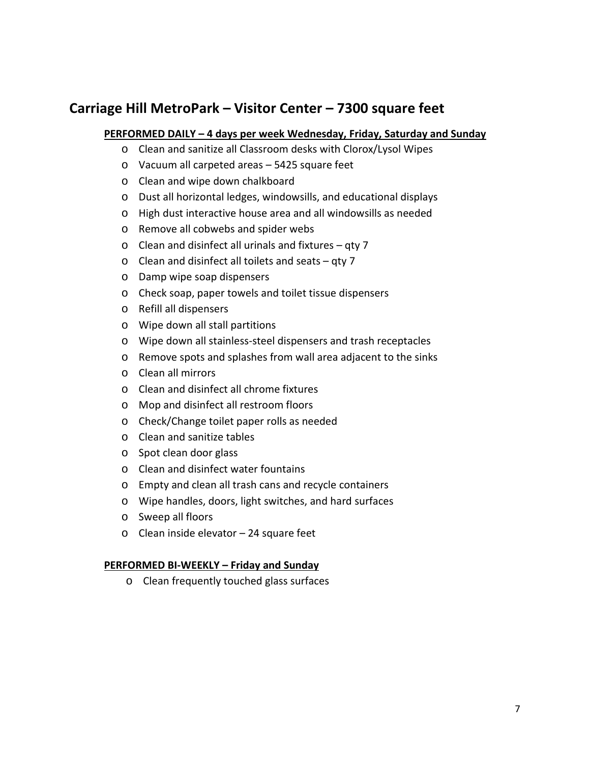## Carriage Hill MetroPark – Visitor Center – 7300 square feet

**PERFORMED DAILY – 4 days per week Wednesday, Friday, Saturday and Sunday**

- Clean and sanitize all Classroom desks with Clorox/Lysol Wipes
- Vacuum all carpeted areas – 5425 square feet
- Clean and wipe down chalkboard
- Dust all horizontal ledges, windowsills, and educational displays
- High dust interactive house area and all windowsills as needed
- Remove all cobwebs and spider webs
- Clean and disinfect all urinals and fixtures – qty 7
- Clean and disinfect all toilets and seats – qty 7
- Damp wipe soap dispensers
- Check soap, paper towels and toilet tissue dispensers
- Refill all dispensers
- Wipe down all stall partitions
- Wipe down all stainless-steel dispensers and trash receptacles
- Remove spots and splashes from wall area adjacent to the sinks
- Clean all mirrors
- Clean and disinfect all chrome fixtures
- Mop and disinfect all restroom floors
- Check/Change toilet paper rolls as needed
- Clean and sanitize tables
- Spot clean door glass
- Clean and disinfect water fountains
- Empty and clean all trash cans and recycle containers
- Wipe handles, doors, light switches, and hard surfaces
- Sweep all floors
- Clean inside elevator – 24 square feet

**PERFORMED BI-WEEKLY – Friday and Sunday**

- Clean frequently touched glass surfaces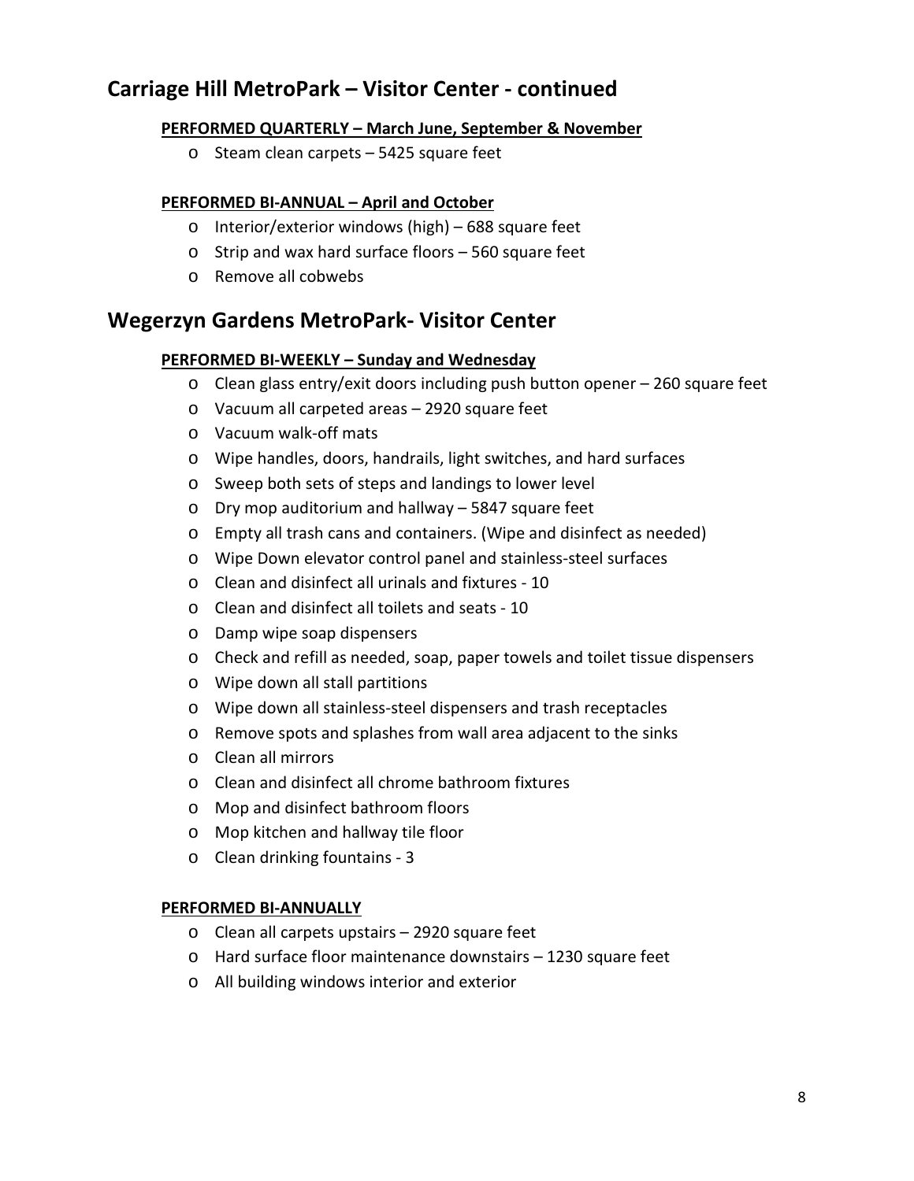## Carriage Hill MetroPark – Visitor Center - continued

**PERFORMED QUARTERLY – March June, September & November**

- Steam clean carpets – 5425 square feet

**PERFORMED BI-ANNUAL – April and October**

- Interior/exterior windows (high) – 688 square feet
- Strip and wax hard surface floors – 560 square feet
- Remove all cobwebs

## Wegerzyn Gardens MetroPark- Visitor Center

**PERFORMED BI-WEEKLY – Sunday and Wednesday**

- Clean glass entry/exit doors including push button opener – 260 square feet
- Vacuum all carpeted areas – 2920 square feet
- Vacuum walk-off mats
- Wipe handles, doors, handrails, light switches, and hard surfaces
- Sweep both sets of steps and landings to lower level
- Dry mop auditorium and hallway – 5847 square feet
- Empty all trash cans and containers. (Wipe and disinfect as needed)
- Wipe Down elevator control panel and stainless-steel surfaces
- Clean and disinfect all urinals and fixtures - 10
- Clean and disinfect all toilets and seats - 10
- Damp wipe soap dispensers
- Check and refill as needed, soap, paper towels and toilet tissue dispensers
- Wipe down all stall partitions
- Wipe down all stainless-steel dispensers and trash receptacles
- Remove spots and splashes from wall area adjacent to the sinks
- Clean all mirrors
- Clean and disinfect all chrome bathroom fixtures
- Mop and disinfect bathroom floors
- Mop kitchen and hallway tile floor
- Clean drinking fountains - 3

**PERFORMED BI-ANNUALLY**

- Clean all carpets upstairs – 2920 square feet
- Hard surface floor maintenance downstairs – 1230 square feet
- All building windows interior and exterior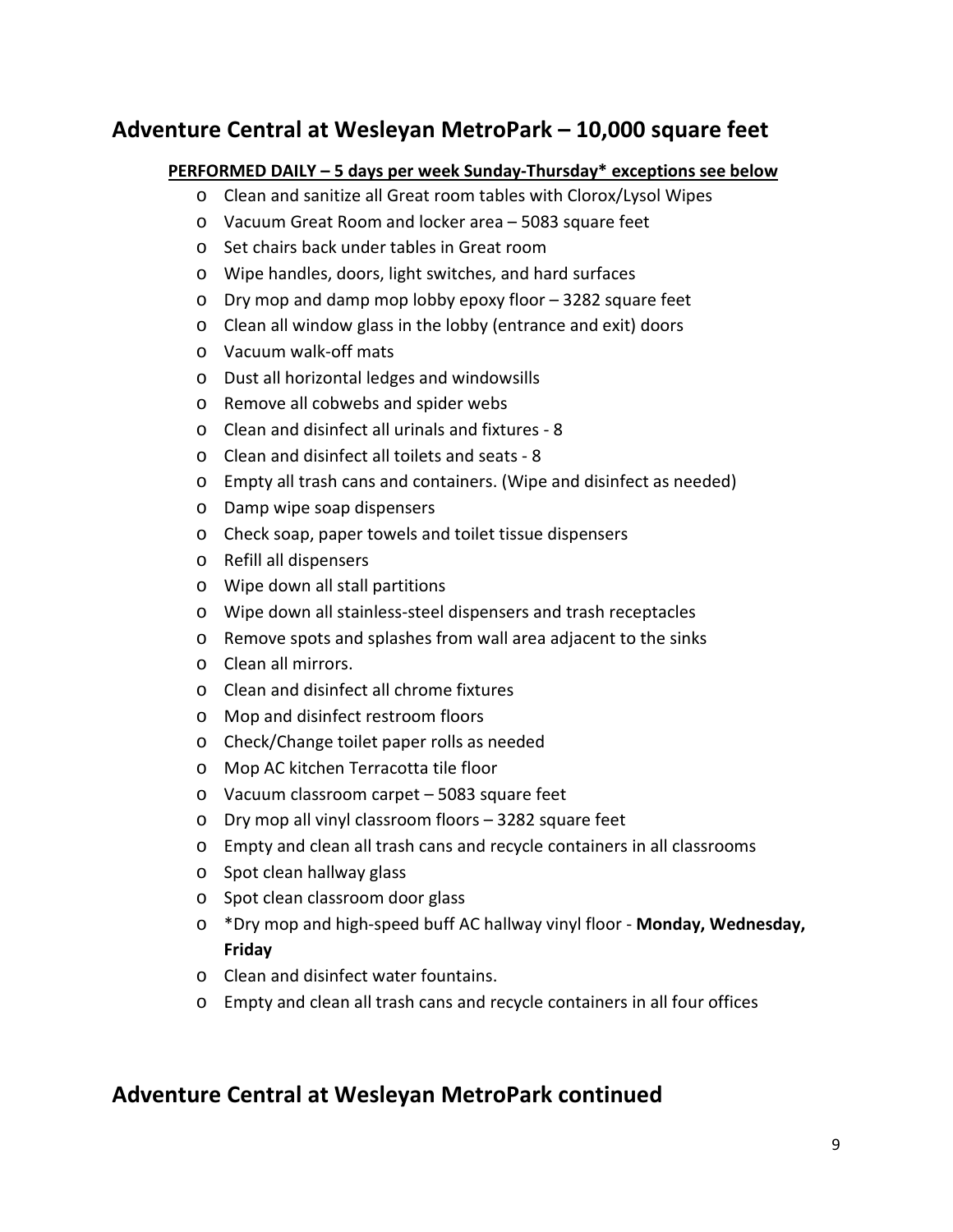## Adventure Central at Wesleyan MetroPark – 10,000 square feet

**PERFORMED DAILY – 5 days per week Sunday-Thursday* exceptions see below**

- Clean and sanitize all Great room tables with Clorox/Lysol Wipes
- Vacuum Great Room and locker area – 5083 square feet
- Set chairs back under tables in Great room
- Wipe handles, doors, light switches, and hard surfaces
- Dry mop and damp mop lobby epoxy floor – 3282 square feet
- Clean all window glass in the lobby (entrance and exit) doors
- Vacuum walk-off mats
- Dust all horizontal ledges and windowsills
- Remove all cobwebs and spider webs
- Clean and disinfect all urinals and fixtures - 8
- Clean and disinfect all toilets and seats - 8
- Empty all trash cans and containers. (Wipe and disinfect as needed)
- Damp wipe soap dispensers
- Check soap, paper towels and toilet tissue dispensers
- Refill all dispensers
- Wipe down all stall partitions
- Wipe down all stainless-steel dispensers and trash receptacles
- Remove spots and splashes from wall area adjacent to the sinks
- Clean all mirrors.
- Clean and disinfect all chrome fixtures
- Mop and disinfect restroom floors
- Check/Change toilet paper rolls as needed
- Mop AC kitchen Terracotta tile floor
- Vacuum classroom carpet – 5083 square feet
- Dry mop all vinyl classroom floors – 3282 square feet
- Empty and clean all trash cans and recycle containers in all classrooms
- Spot clean hallway glass
- Spot clean classroom door glass
- *Dry mop and high-speed buff AC hallway vinyl floor - **Monday, Wednesday, Friday**
- Clean and disinfect water fountains.
- Empty and clean all trash cans and recycle containers in all four offices

## Adventure Central at Wesleyan MetroPark continued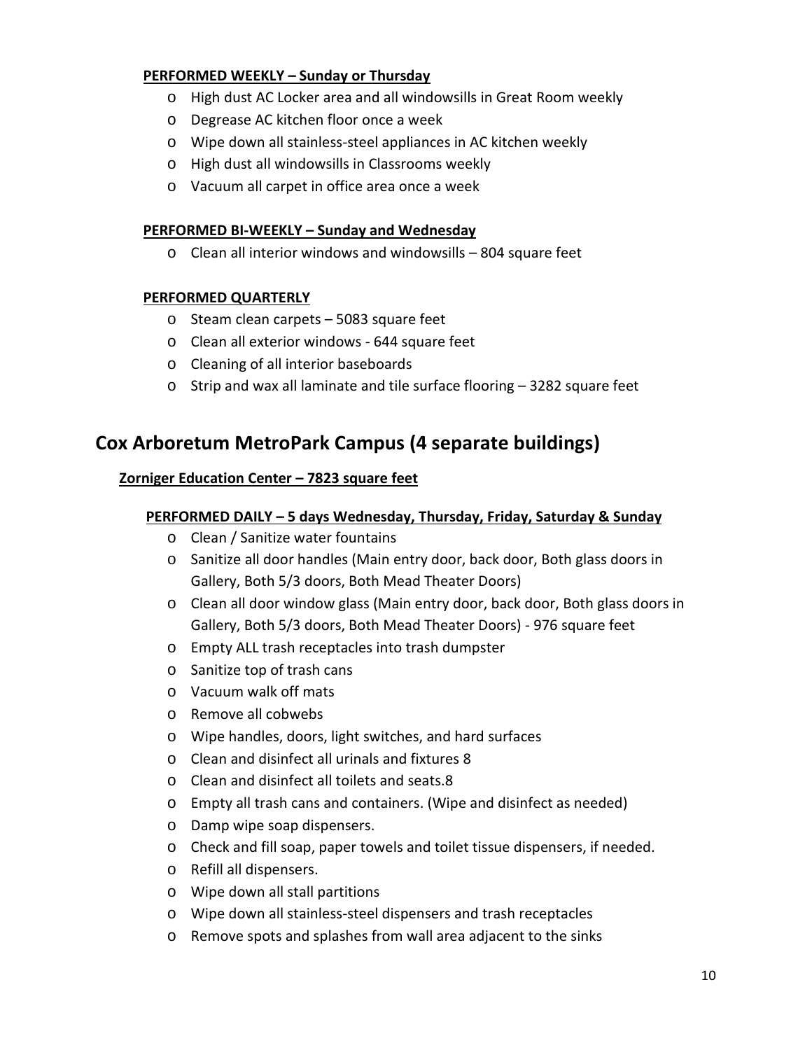**PERFORMED WEEKLY – Sunday or Thursday**

- High dust AC Locker area and all windowsills in Great Room weekly
- Degrease AC kitchen floor once a week
- Wipe down all stainless-steel appliances in AC kitchen weekly
- High dust all windowsills in Classrooms weekly
- Vacuum all carpet in office area once a week

**PERFORMED BI-WEEKLY – Sunday and Wednesday**

- Clean all interior windows and windowsills – 804 square feet

**PERFORMED QUARTERLY**

- Steam clean carpets – 5083 square feet
- Clean all exterior windows - 644 square feet
- Cleaning of all interior baseboards
- Strip and wax all laminate and tile surface flooring – 3282 square feet

## Cox Arboretum MetroPark Campus (4 separate buildings)

### Zorniger Education Center – 7823 square feet

**PERFORMED DAILY – 5 days Wednesday, Thursday, Friday, Saturday & Sunday**

- Clean / Sanitize water fountains
- Sanitize all door handles (Main entry door, back door, Both glass doors in Gallery, Both 5/3 doors, Both Mead Theater Doors)
- Clean all door window glass (Main entry door, back door, Both glass doors in Gallery, Both 5/3 doors, Both Mead Theater Doors) - 976 square feet
- Empty ALL trash receptacles into trash dumpster
- Sanitize top of trash cans
- Vacuum walk off mats
- Remove all cobwebs
- Wipe handles, doors, light switches, and hard surfaces
- Clean and disinfect all urinals and fixtures 8
- Clean and disinfect all toilets and seats.8
- Empty all trash cans and containers. (Wipe and disinfect as needed)
- Damp wipe soap dispensers.
- Check and fill soap, paper towels and toilet tissue dispensers, if needed.
- Refill all dispensers.
- Wipe down all stall partitions
- Wipe down all stainless-steel dispensers and trash receptacles
- Remove spots and splashes from wall area adjacent to the sinks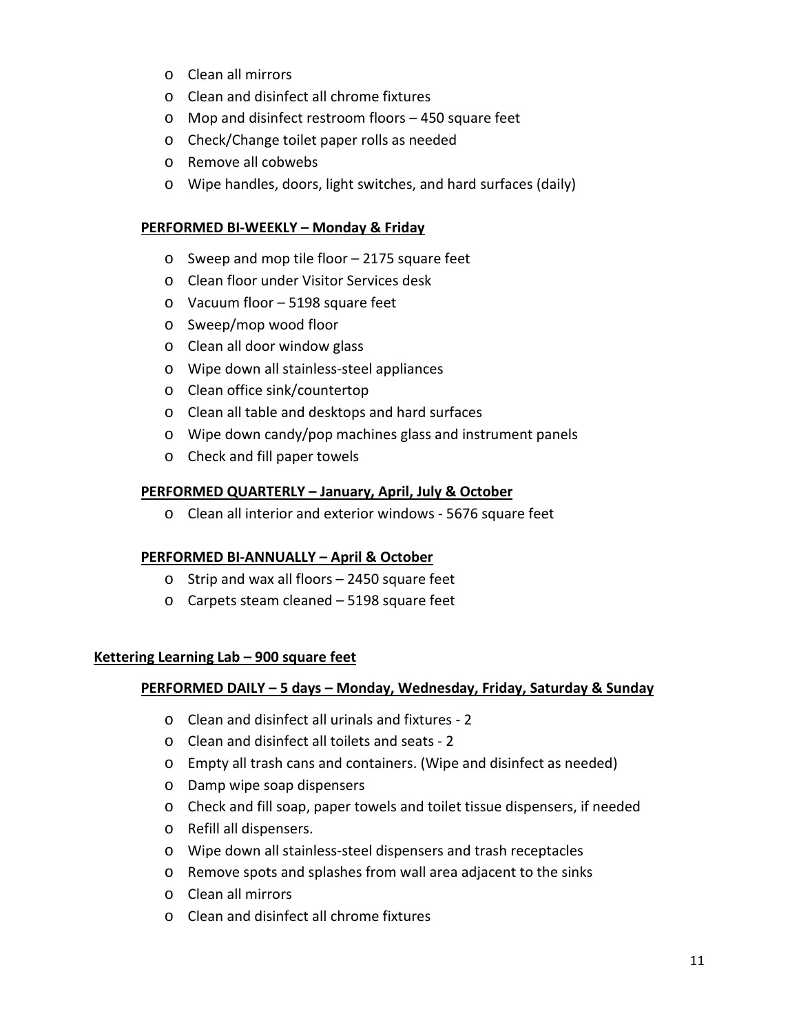- Clean all mirrors
- Clean and disinfect all chrome fixtures
- Mop and disinfect restroom floors – 450 square feet
- Check/Change toilet paper rolls as needed
- Remove all cobwebs
- Wipe handles, doors, light switches, and hard surfaces (daily)

**PERFORMED BI-WEEKLY – Monday & Friday**

- Sweep and mop tile floor – 2175 square feet
- Clean floor under Visitor Services desk
- Vacuum floor – 5198 square feet
- Sweep/mop wood floor
- Clean all door window glass
- Wipe down all stainless-steel appliances
- Clean office sink/countertop
- Clean all table and desktops and hard surfaces
- Wipe down candy/pop machines glass and instrument panels
- Check and fill paper towels

**PERFORMED QUARTERLY – January, April, July & October**

- Clean all interior and exterior windows - 5676 square feet

**PERFORMED BI-ANNUALLY – April & October**

- Strip and wax all floors – 2450 square feet
- Carpets steam cleaned – 5198 square feet

**Kettering Learning Lab – 900 square feet**

**PERFORMED DAILY – 5 days – Monday, Wednesday, Friday, Saturday & Sunday**

- Clean and disinfect all urinals and fixtures - 2
- Clean and disinfect all toilets and seats - 2
- Empty all trash cans and containers. (Wipe and disinfect as needed)
- Damp wipe soap dispensers
- Check and fill soap, paper towels and toilet tissue dispensers, if needed
- Refill all dispensers.
- Wipe down all stainless-steel dispensers and trash receptacles
- Remove spots and splashes from wall area adjacent to the sinks
- Clean all mirrors
- Clean and disinfect all chrome fixtures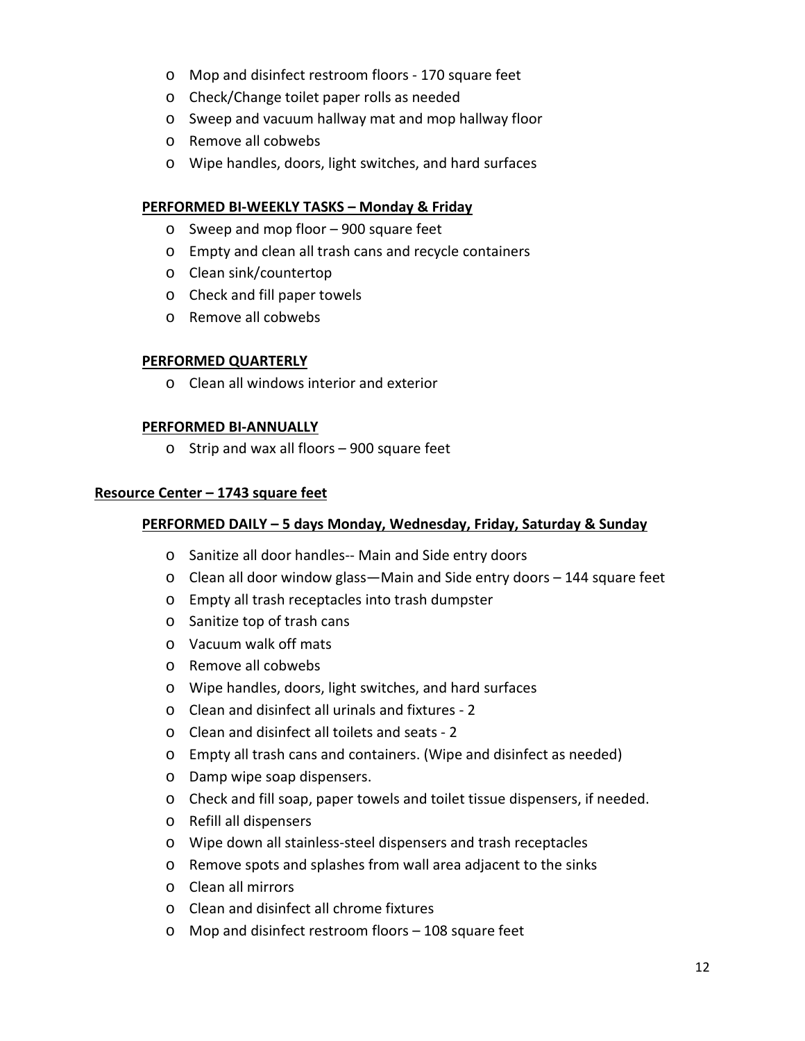- Mop and disinfect restroom floors - 170 square feet
- Check/Change toilet paper rolls as needed
- Sweep and vacuum hallway mat and mop hallway floor
- Remove all cobwebs
- Wipe handles, doors, light switches, and hard surfaces

**PERFORMED BI-WEEKLY TASKS – Monday & Friday**

- Sweep and mop floor – 900 square feet
- Empty and clean all trash cans and recycle containers
- Clean sink/countertop
- Check and fill paper towels
- Remove all cobwebs

**PERFORMED QUARTERLY**

- Clean all windows interior and exterior

**PERFORMED BI-ANNUALLY**

- Strip and wax all floors – 900 square feet

**Resource Center – 1743 square feet**

**PERFORMED DAILY – 5 days Monday, Wednesday, Friday, Saturday & Sunday**

- Sanitize all door handles-- Main and Side entry doors
- Clean all door window glass—Main and Side entry doors – 144 square feet
- Empty all trash receptacles into trash dumpster
- Sanitize top of trash cans
- Vacuum walk off mats
- Remove all cobwebs
- Wipe handles, doors, light switches, and hard surfaces
- Clean and disinfect all urinals and fixtures - 2
- Clean and disinfect all toilets and seats - 2
- Empty all trash cans and containers. (Wipe and disinfect as needed)
- Damp wipe soap dispensers.
- Check and fill soap, paper towels and toilet tissue dispensers, if needed.
- Refill all dispensers
- Wipe down all stainless-steel dispensers and trash receptacles
- Remove spots and splashes from wall area adjacent to the sinks
- Clean all mirrors
- Clean and disinfect all chrome fixtures
- Mop and disinfect restroom floors – 108 square feet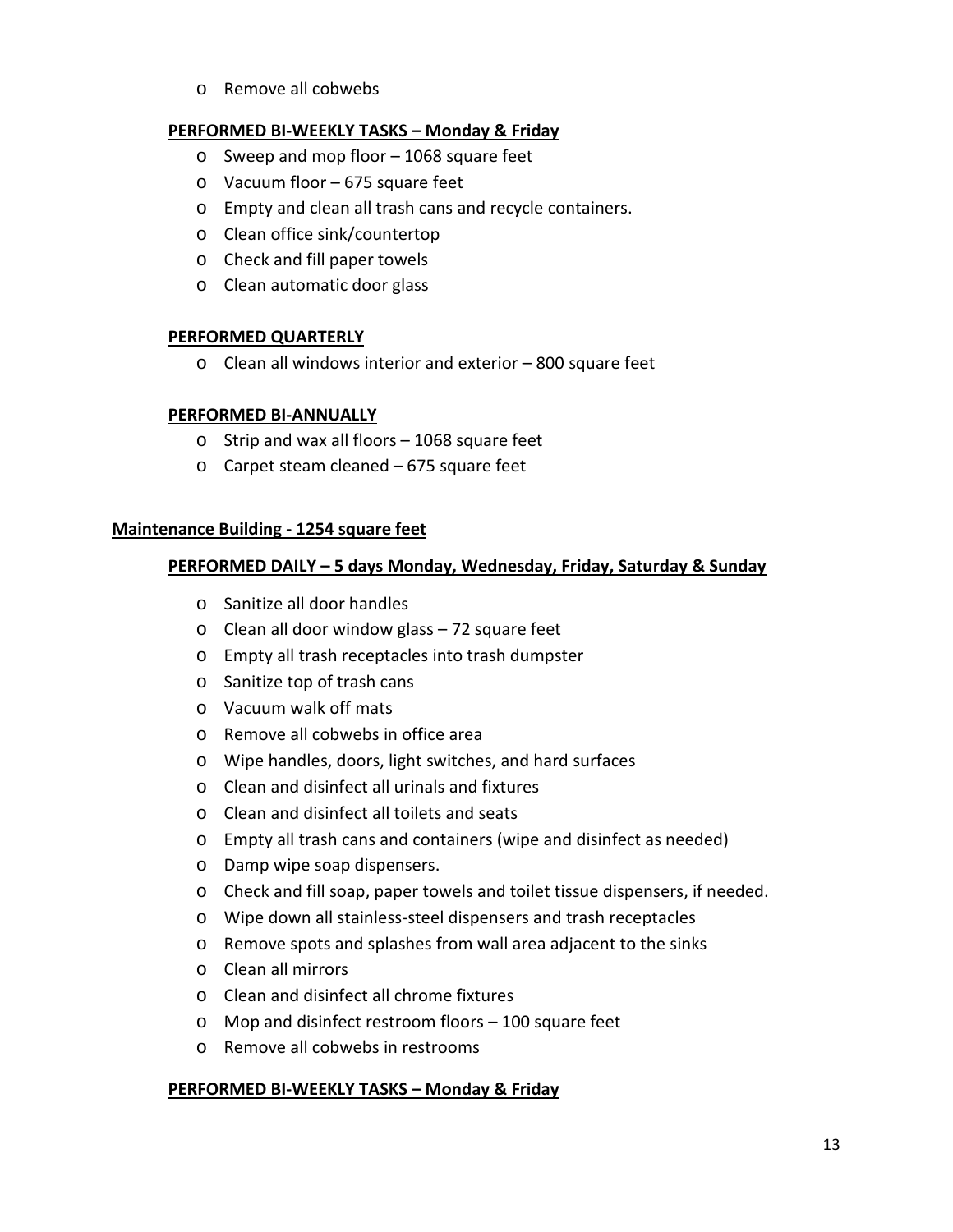- Remove all cobwebs

**PERFORMED BI-WEEKLY TASKS – Monday & Friday**

- Sweep and mop floor – 1068 square feet
- Vacuum floor – 675 square feet
- Empty and clean all trash cans and recycle containers.
- Clean office sink/countertop
- Check and fill paper towels
- Clean automatic door glass

**PERFORMED QUARTERLY**

- Clean all windows interior and exterior – 800 square feet

**PERFORMED BI-ANNUALLY**

- Strip and wax all floors – 1068 square feet
- Carpet steam cleaned – 675 square feet

## Maintenance Building - 1254 square feet

**PERFORMED DAILY – 5 days Monday, Wednesday, Friday, Saturday & Sunday**

- Sanitize all door handles
- Clean all door window glass – 72 square feet
- Empty all trash receptacles into trash dumpster
- Sanitize top of trash cans
- Vacuum walk off mats
- Remove all cobwebs in office area
- Wipe handles, doors, light switches, and hard surfaces
- Clean and disinfect all urinals and fixtures
- Clean and disinfect all toilets and seats
- Empty all trash cans and containers (wipe and disinfect as needed)
- Damp wipe soap dispensers.
- Check and fill soap, paper towels and toilet tissue dispensers, if needed.
- Wipe down all stainless-steel dispensers and trash receptacles
- Remove spots and splashes from wall area adjacent to the sinks
- Clean all mirrors
- Clean and disinfect all chrome fixtures
- Mop and disinfect restroom floors – 100 square feet
- Remove all cobwebs in restrooms

**PERFORMED BI-WEEKLY TASKS – Monday & Friday**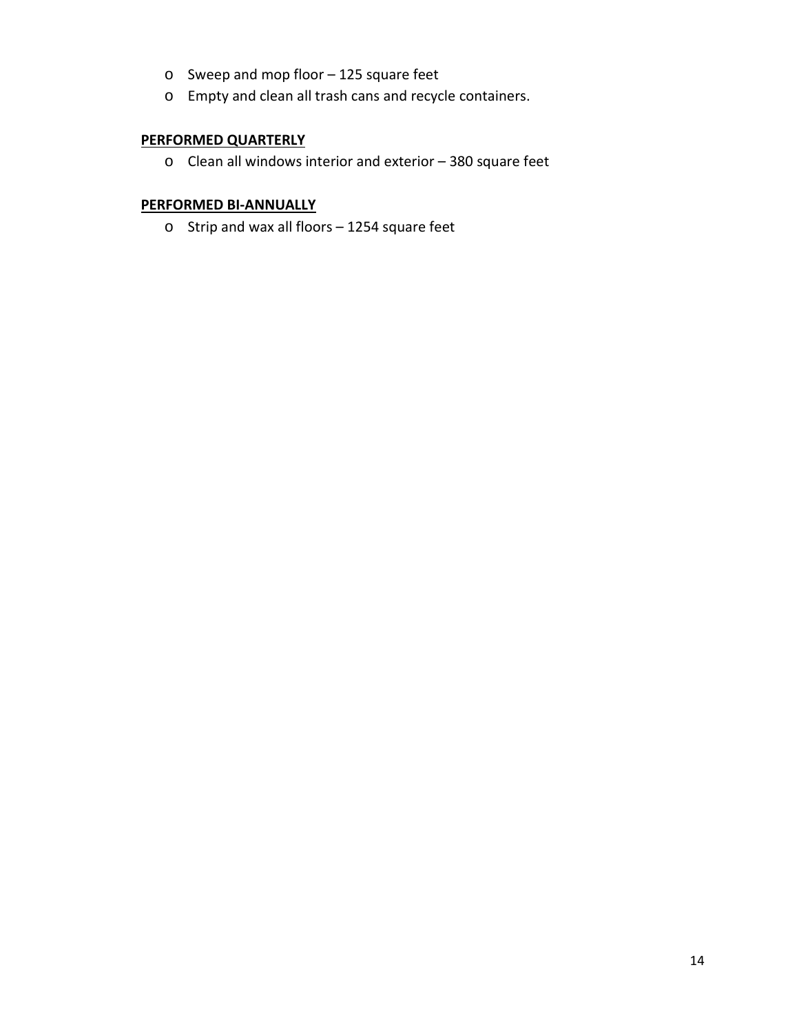- Sweep and mop floor – 125 square feet
- Empty and clean all trash cans and recycle containers.

**PERFORMED QUARTERLY**

- Clean all windows interior and exterior – 380 square feet

**PERFORMED BI-ANNUALLY**

- Strip and wax all floors – 1254 square feet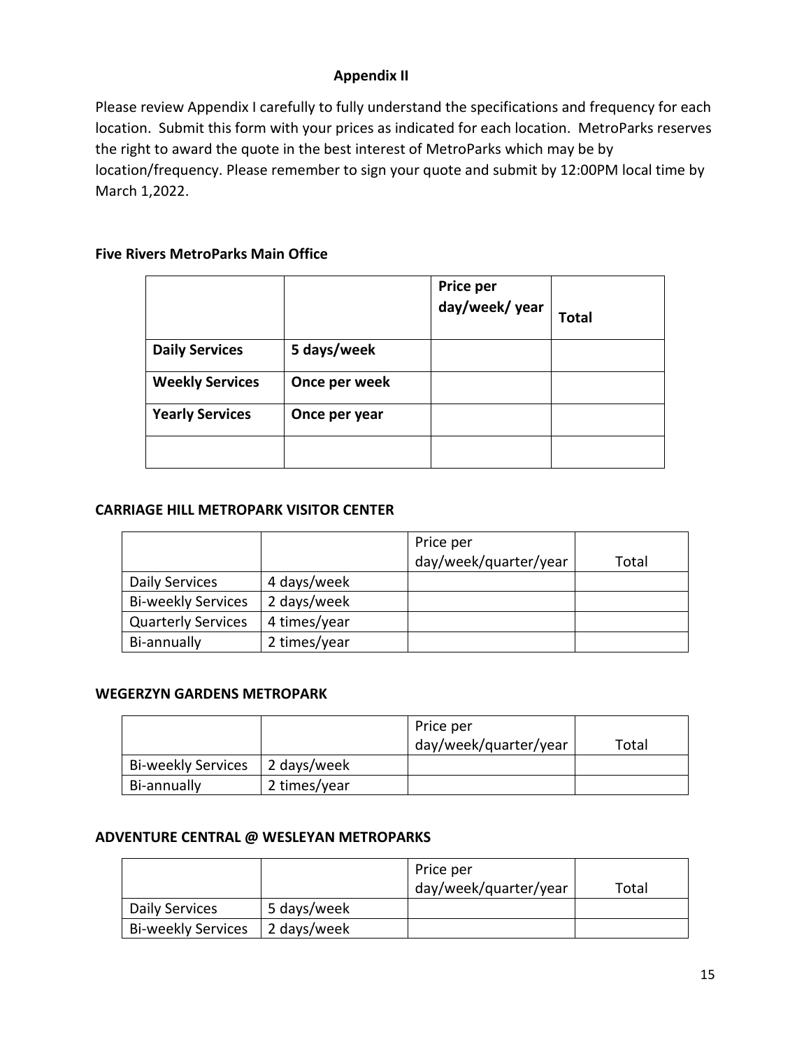## Appendix II

Please review Appendix I carefully to fully understand the specifications and frequency for each location. Submit this form with your prices as indicated for each location. MetroParks reserves the right to award the quote in the best interest of MetroParks which may be by location/frequency. Please remember to sign your quote and submit by 12:00PM local time by March 1,2022.

### Five Rivers MetroParks Main Office

| | | **Price per day/week/ year** | **Total** |
|---|---|---|---|
| **Daily Services** | **5 days/week** | | |
| **Weekly Services** | **Once per week** | | |
| **Yearly Services** | **Once per year** | | |
| | | | |

### CARRIAGE HILL METROPARK VISITOR CENTER

| | | Price per day/week/quarter/year | Total |
|---|---|---|---|
| Daily Services | 4 days/week | | |
| Bi-weekly Services | 2 days/week | | |
| Quarterly Services | 4 times/year | | |
| Bi-annually | 2 times/year | | |

### WEGERZYN GARDENS METROPARK

| | | Price per day/week/quarter/year | Total |
|---|---|---|---|
| Bi-weekly Services | 2 days/week | | |
| Bi-annually | 2 times/year | | |

### ADVENTURE CENTRAL @ WESLEYAN METROPARKS

| | | Price per day/week/quarter/year | Total |
|---|---|---|---|
| Daily Services | 5 days/week | | |
| Bi-weekly Services | 2 days/week | | |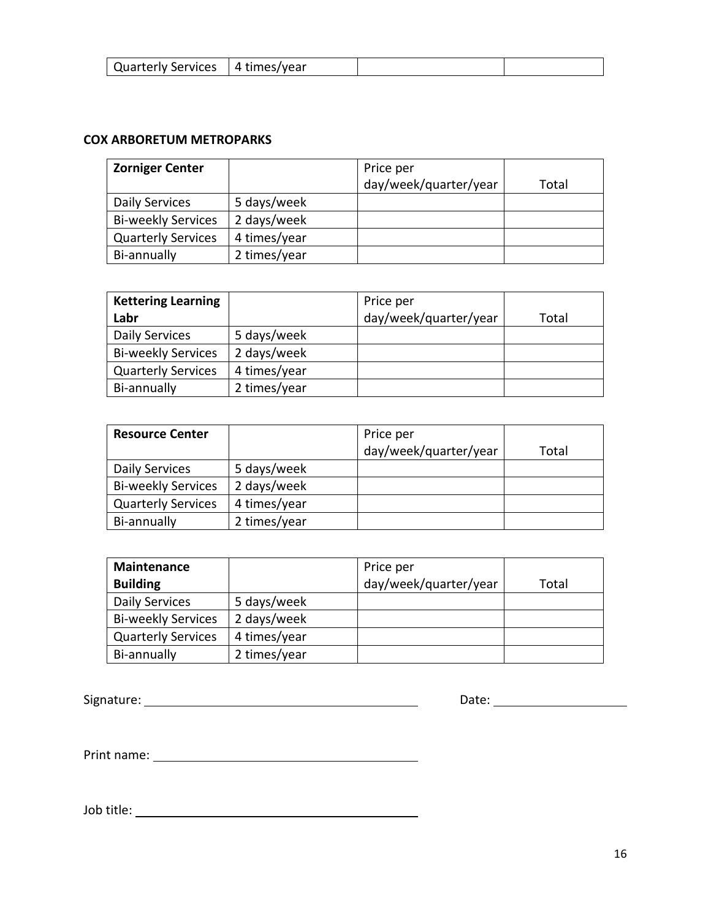| Quarterly Services | 4 times/year | | |
|---|---|---|---|

**COX ARBORETUM METROPARKS**

| **Zorniger Center** | | Price per day/week/quarter/year | Total |
|---|---|---|---|
| Daily Services | 5 days/week | | |
| Bi-weekly Services | 2 days/week | | |
| Quarterly Services | 4 times/year | | |
| Bi-annually | 2 times/year | | |

| **Kettering Learning Labr** | | Price per day/week/quarter/year | Total |
|---|---|---|---|
| Daily Services | 5 days/week | | |
| Bi-weekly Services | 2 days/week | | |
| Quarterly Services | 4 times/year | | |
| Bi-annually | 2 times/year | | |

| **Resource Center** | | Price per day/week/quarter/year | Total |
|---|---|---|---|
| Daily Services | 5 days/week | | |
| Bi-weekly Services | 2 days/week | | |
| Quarterly Services | 4 times/year | | |
| Bi-annually | 2 times/year | | |

| **Maintenance Building** | | Price per day/week/quarter/year | Total |
|---|---|---|---|
| Daily Services | 5 days/week | | |
| Bi-weekly Services | 2 days/week | | |
| Quarterly Services | 4 times/year | | |
| Bi-annually | 2 times/year | | |

Signature: ______________________________ Date: ________________

Print name: ______________________________

Job title: ______________________________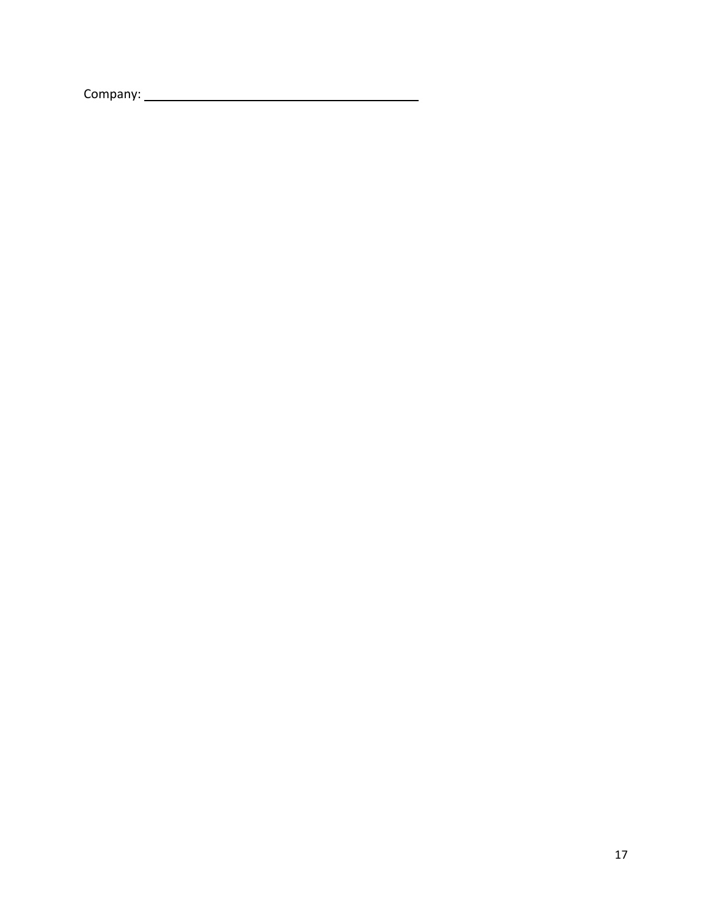Company: ______________________________________